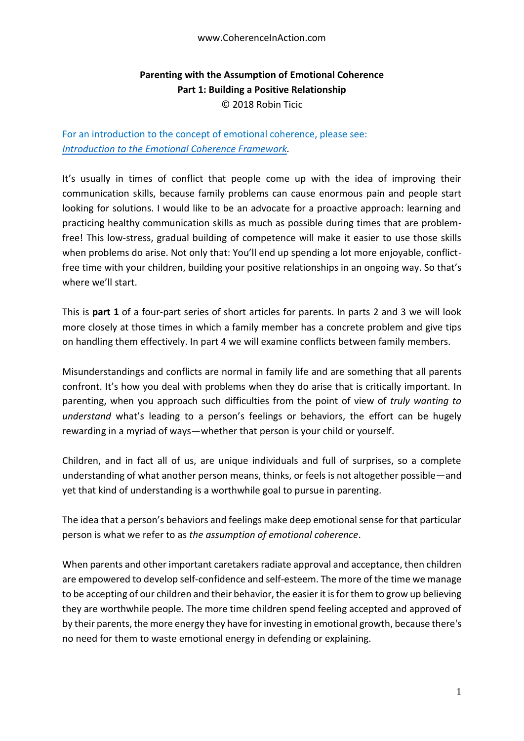www.CoherenceInAction.com

# Parenting with the Assumption of Emotional Coherence

## Part 1: Building a Positive Relationship

© 2018 Robin Ticic

For an introduction to the concept of emotional coherence, please see: *Introduction to the Emotional Coherence Framework*.

It's usually in times of conflict that people come up with the idea of improving their communication skills, because family problems can cause enormous pain and people start looking for solutions. I would like to be an advocate for a proactive approach: learning and practicing healthy communication skills as much as possible during times that are problem-free! This low-stress, gradual building of competence will make it easier to use those skills when problems do arise. Not only that: You'll end up spending a lot more enjoyable, conflict-free time with your children, building your positive relationships in an ongoing way. So that's where we'll start.

This is **part 1** of a four-part series of short articles for parents. In parts 2 and 3 we will look more closely at those times in which a family member has a concrete problem and give tips on handling them effectively. In part 4 we will examine conflicts between family members.

Misunderstandings and conflicts are normal in family life and are something that all parents confront. It's how you deal with problems when they do arise that is critically important. In parenting, when you approach such difficulties from the point of view of *truly wanting to understand* what's leading to a person's feelings or behaviors, the effort can be hugely rewarding in a myriad of ways—whether that person is your child or yourself.

Children, and in fact all of us, are unique individuals and full of surprises, so a complete understanding of what another person means, thinks, or feels is not altogether possible—and yet that kind of understanding is a worthwhile goal to pursue in parenting.

The idea that a person's behaviors and feelings make deep emotional sense for that particular person is what we refer to as *the assumption of emotional coherence*.

When parents and other important caretakers radiate approval and acceptance, then children are empowered to develop self-confidence and self-esteem. The more of the time we manage to be accepting of our children and their behavior, the easier it is for them to grow up believing they are worthwhile people. The more time children spend feeling accepted and approved of by their parents, the more energy they have for investing in emotional growth, because there's no need for them to waste emotional energy in defending or explaining.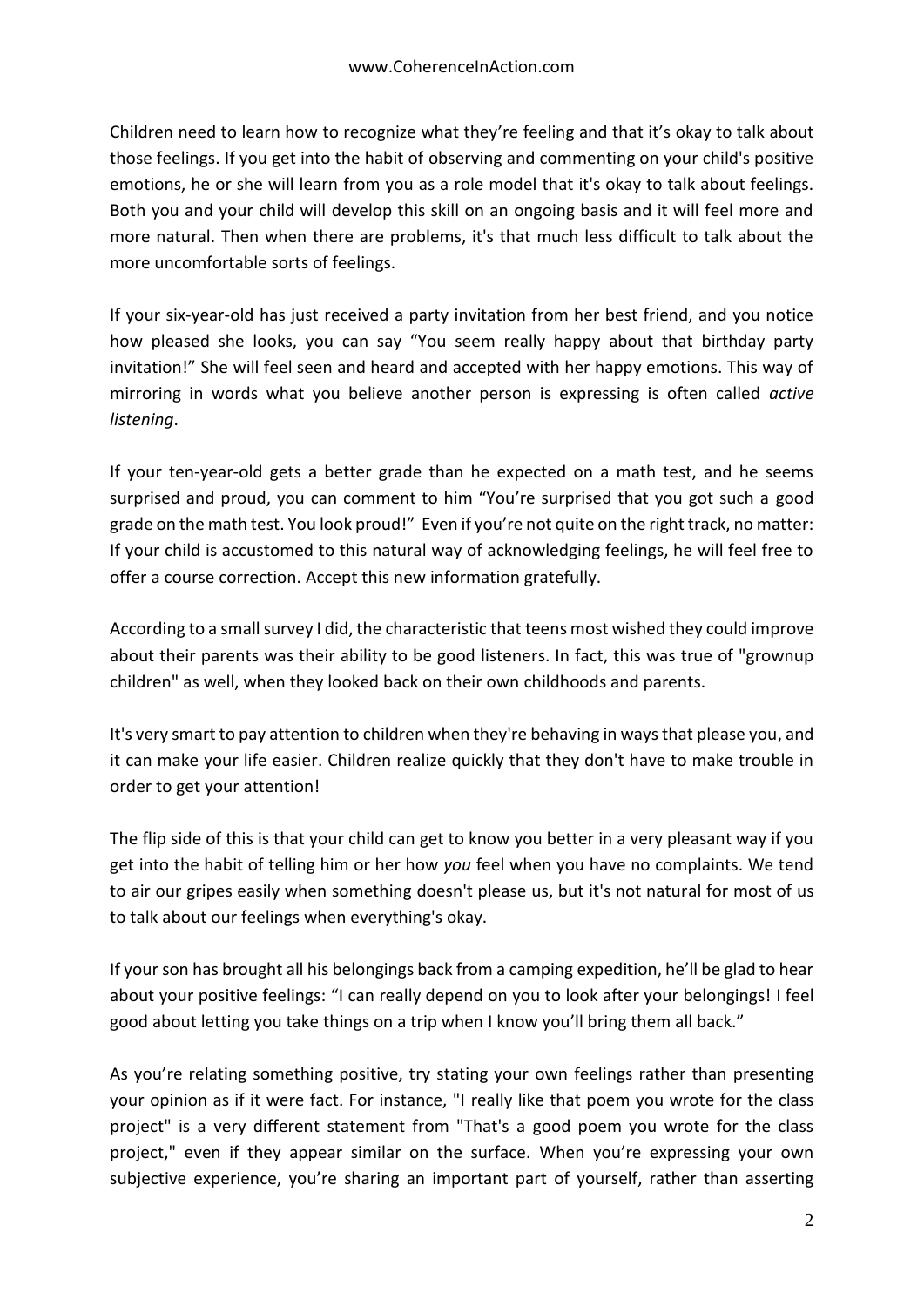Children need to learn how to recognize what they're feeling and that it's okay to talk about those feelings. If you get into the habit of observing and commenting on your child's positive emotions, he or she will learn from you as a role model that it's okay to talk about feelings. Both you and your child will develop this skill on an ongoing basis and it will feel more and more natural. Then when there are problems, it's that much less difficult to talk about the more uncomfortable sorts of feelings.

If your six-year-old has just received a party invitation from her best friend, and you notice how pleased she looks, you can say "You seem really happy about that birthday party invitation!" She will feel seen and heard and accepted with her happy emotions. This way of mirroring in words what you believe another person is expressing is often called *active listening*.

If your ten-year-old gets a better grade than he expected on a math test, and he seems surprised and proud, you can comment to him "You're surprised that you got such a good grade on the math test. You look proud!" Even if you're not quite on the right track, no matter: If your child is accustomed to this natural way of acknowledging feelings, he will feel free to offer a course correction. Accept this new information gratefully.

According to a small survey I did, the characteristic that teens most wished they could improve about their parents was their ability to be good listeners. In fact, this was true of "grownup children" as well, when they looked back on their own childhoods and parents.

It's very smart to pay attention to children when they're behaving in ways that please you, and it can make your life easier. Children realize quickly that they don't have to make trouble in order to get your attention!

The flip side of this is that your child can get to know you better in a very pleasant way if you get into the habit of telling him or her how *you* feel when you have no complaints. We tend to air our gripes easily when something doesn't please us, but it's not natural for most of us to talk about our feelings when everything's okay.

If your son has brought all his belongings back from a camping expedition, he'll be glad to hear about your positive feelings: "I can really depend on you to look after your belongings! I feel good about letting you take things on a trip when I know you'll bring them all back."

As you're relating something positive, try stating your own feelings rather than presenting your opinion as if it were fact. For instance, "I really like that poem you wrote for the class project" is a very different statement from "That's a good poem you wrote for the class project," even if they appear similar on the surface. When you're expressing your own subjective experience, you're sharing an important part of yourself, rather than asserting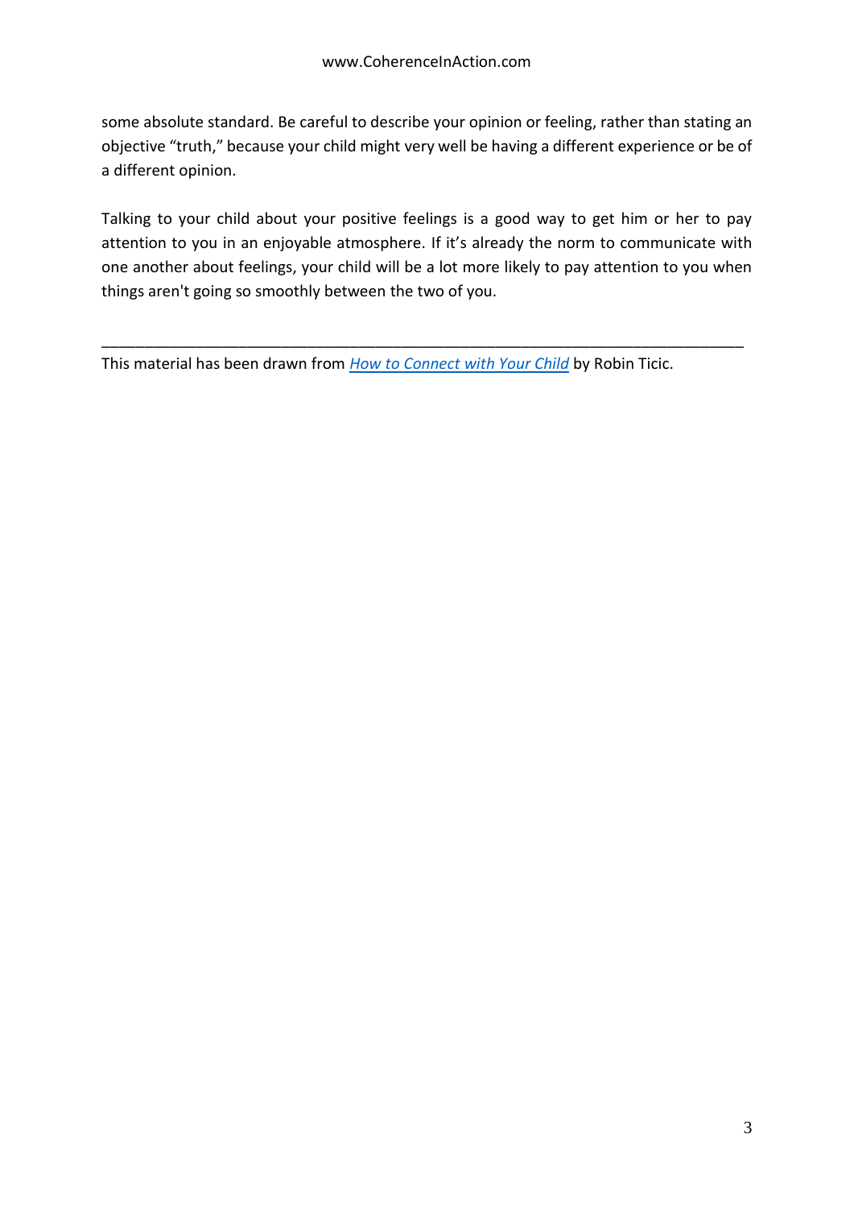some absolute standard. Be careful to describe your opinion or feeling, rather than stating an objective "truth," because your child might very well be having a different experience or be of a different opinion.

Talking to your child about your positive feelings is a good way to get him or her to pay attention to you in an enjoyable atmosphere. If it's already the norm to communicate with one another about feelings, your child will be a lot more likely to pay attention to you when things aren't going so smoothly between the two of you.

---

This material has been drawn from *How to Connect with Your Child* by Robin Ticic.